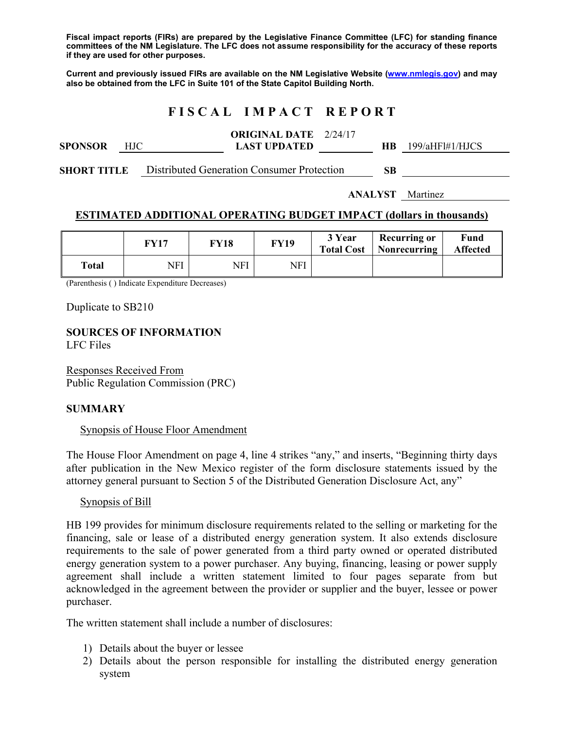**Fiscal impact reports (FIRs) are prepared by the Legislative Finance Committee (LFC) for standing finance committees of the NM Legislature. The LFC does not assume responsibility for the accuracy of these reports if they are used for other purposes.**

**Current and previously issued FIRs are available on the NM Legislative Website (www.nmlegis.gov) and may also be obtained from the LFC in Suite 101 of the State Capitol Building North.**

# FISCAL IMPACT REPORT

**SPONSOR** HJC **ORIGINAL DATE** 2/24/17 **LAST UPDATED** **HB** 199/aHFl#1/HJCS

**SHORT TITLE** Distributed Generation Consumer Protection **SB**

**ANALYST** Martinez

## ESTIMATED ADDITIONAL OPERATING BUDGET IMPACT (dollars in thousands)

| | FY17 | FY18 | FY19 | 3 Year Total Cost | Recurring or Nonrecurring | Fund Affected |
|---|---|---|---|---|---|---|
| **Total** | NFI | NFI | NFI | | | |

(Parenthesis ( ) Indicate Expenditure Decreases)

Duplicate to SB210

**SOURCES OF INFORMATION**
LFC Files

Responses Received From
Public Regulation Commission (PRC)

**SUMMARY**

Synopsis of House Floor Amendment

The House Floor Amendment on page 4, line 4 strikes "any," and inserts, "Beginning thirty days after publication in the New Mexico register of the form disclosure statements issued by the attorney general pursuant to Section 5 of the Distributed Generation Disclosure Act, any"

Synopsis of Bill

HB 199 provides for minimum disclosure requirements related to the selling or marketing for the financing, sale or lease of a distributed energy generation system. It also extends disclosure requirements to the sale of power generated from a third party owned or operated distributed energy generation system to a power purchaser. Any buying, financing, leasing or power supply agreement shall include a written statement limited to four pages separate from but acknowledged in the agreement between the provider or supplier and the buyer, lessee or power purchaser.

The written statement shall include a number of disclosures:

1) Details about the buyer or lessee
2) Details about the person responsible for installing the distributed energy generation system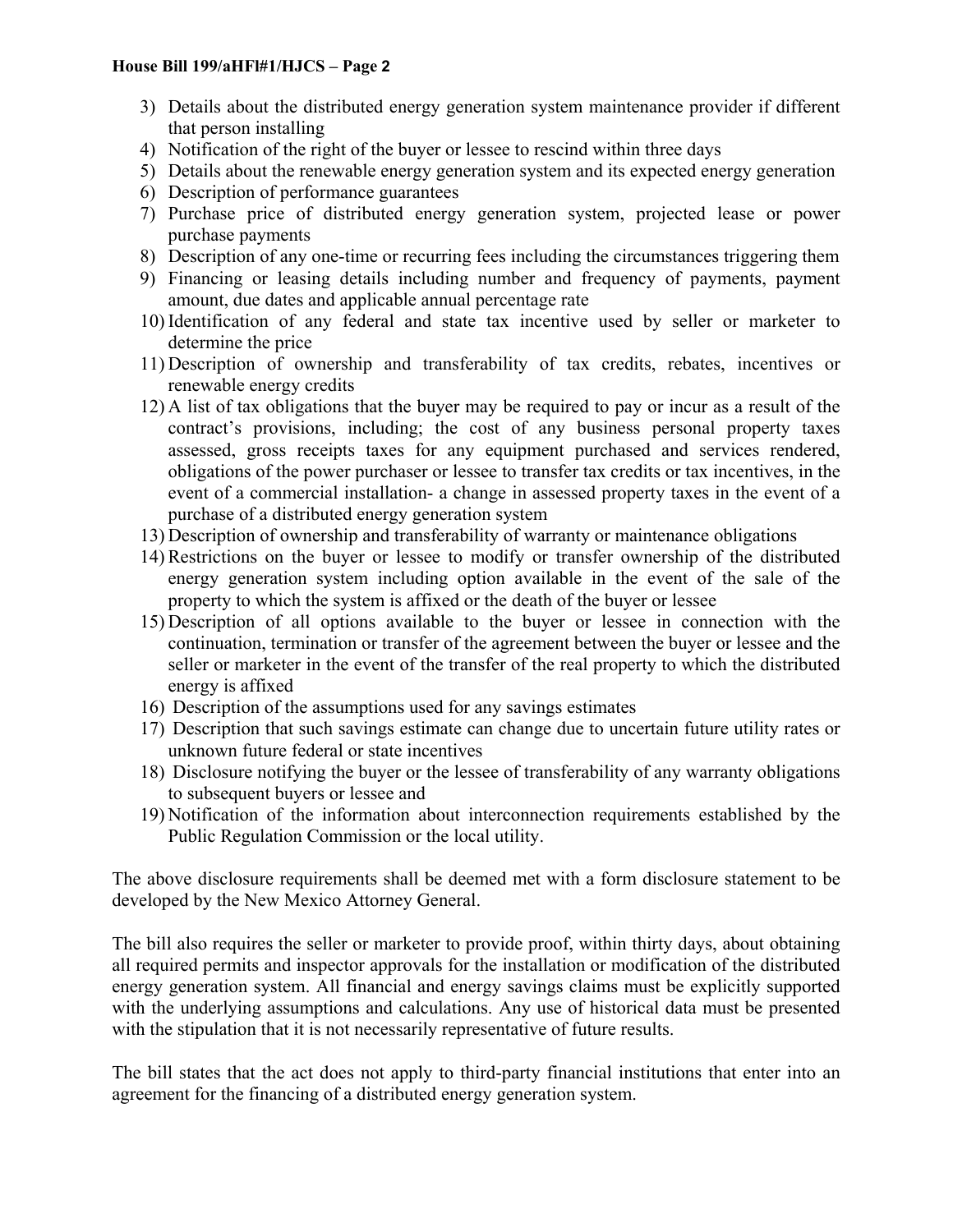3) Details about the distributed energy generation system maintenance provider if different that person installing
4) Notification of the right of the buyer or lessee to rescind within three days
5) Details about the renewable energy generation system and its expected energy generation
6) Description of performance guarantees
7) Purchase price of distributed energy generation system, projected lease or power purchase payments
8) Description of any one-time or recurring fees including the circumstances triggering them
9) Financing or leasing details including number and frequency of payments, payment amount, due dates and applicable annual percentage rate
10) Identification of any federal and state tax incentive used by seller or marketer to determine the price
11) Description of ownership and transferability of tax credits, rebates, incentives or renewable energy credits
12) A list of tax obligations that the buyer may be required to pay or incur as a result of the contract's provisions, including; the cost of any business personal property taxes assessed, gross receipts taxes for any equipment purchased and services rendered, obligations of the power purchaser or lessee to transfer tax credits or tax incentives, in the event of a commercial installation- a change in assessed property taxes in the event of a purchase of a distributed energy generation system
13) Description of ownership and transferability of warranty or maintenance obligations
14) Restrictions on the buyer or lessee to modify or transfer ownership of the distributed energy generation system including option available in the event of the sale of the property to which the system is affixed or the death of the buyer or lessee
15) Description of all options available to the buyer or lessee in connection with the continuation, termination or transfer of the agreement between the buyer or lessee and the seller or marketer in the event of the transfer of the real property to which the distributed energy is affixed
16) Description of the assumptions used for any savings estimates
17) Description that such savings estimate can change due to uncertain future utility rates or unknown future federal or state incentives
18) Disclosure notifying the buyer or the lessee of transferability of any warranty obligations to subsequent buyers or lessee and
19) Notification of the information about interconnection requirements established by the Public Regulation Commission or the local utility.

The above disclosure requirements shall be deemed met with a form disclosure statement to be developed by the New Mexico Attorney General.

The bill also requires the seller or marketer to provide proof, within thirty days, about obtaining all required permits and inspector approvals for the installation or modification of the distributed energy generation system. All financial and energy savings claims must be explicitly supported with the underlying assumptions and calculations. Any use of historical data must be presented with the stipulation that it is not necessarily representative of future results.

The bill states that the act does not apply to third-party financial institutions that enter into an agreement for the financing of a distributed energy generation system.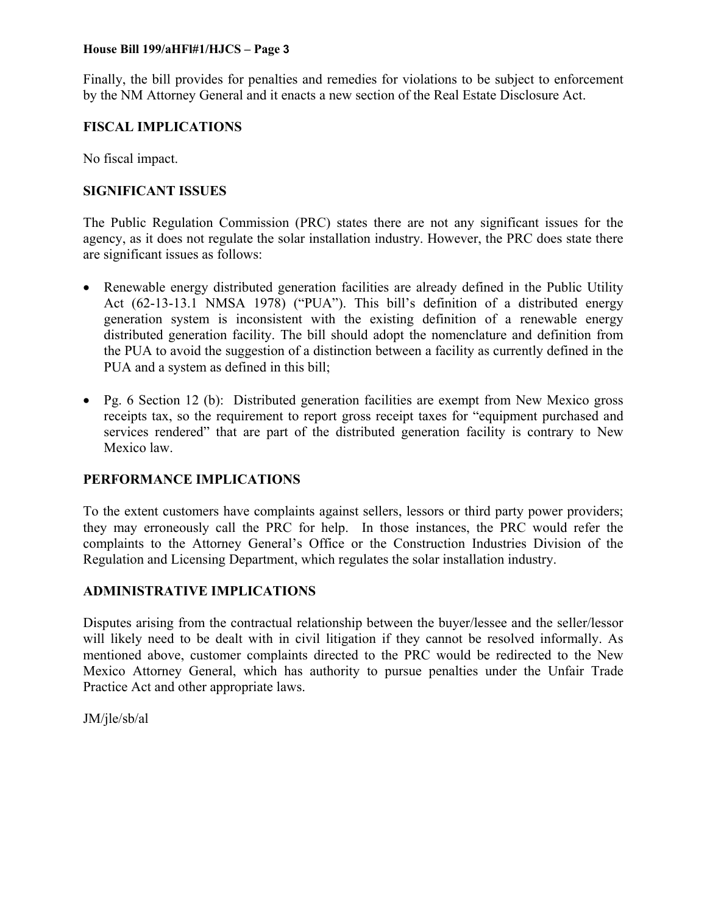Finally, the bill provides for penalties and remedies for violations to be subject to enforcement by the NM Attorney General and it enacts a new section of the Real Estate Disclosure Act.

**FISCAL IMPLICATIONS**

No fiscal impact.

**SIGNIFICANT ISSUES**

The Public Regulation Commission (PRC) states there are not any significant issues for the agency, as it does not regulate the solar installation industry. However, the PRC does state there are significant issues as follows:

- Renewable energy distributed generation facilities are already defined in the Public Utility Act (62-13-13.1 NMSA 1978) ("PUA"). This bill's definition of a distributed energy generation system is inconsistent with the existing definition of a renewable energy distributed generation facility. The bill should adopt the nomenclature and definition from the PUA to avoid the suggestion of a distinction between a facility as currently defined in the PUA and a system as defined in this bill;

- Pg. 6 Section 12 (b): Distributed generation facilities are exempt from New Mexico gross receipts tax, so the requirement to report gross receipt taxes for "equipment purchased and services rendered" that are part of the distributed generation facility is contrary to New Mexico law.

**PERFORMANCE IMPLICATIONS**

To the extent customers have complaints against sellers, lessors or third party power providers; they may erroneously call the PRC for help. In those instances, the PRC would refer the complaints to the Attorney General's Office or the Construction Industries Division of the Regulation and Licensing Department, which regulates the solar installation industry.

**ADMINISTRATIVE IMPLICATIONS**

Disputes arising from the contractual relationship between the buyer/lessee and the seller/lessor will likely need to be dealt with in civil litigation if they cannot be resolved informally. As mentioned above, customer complaints directed to the PRC would be redirected to the New Mexico Attorney General, which has authority to pursue penalties under the Unfair Trade Practice Act and other appropriate laws.

JM/jle/sb/al